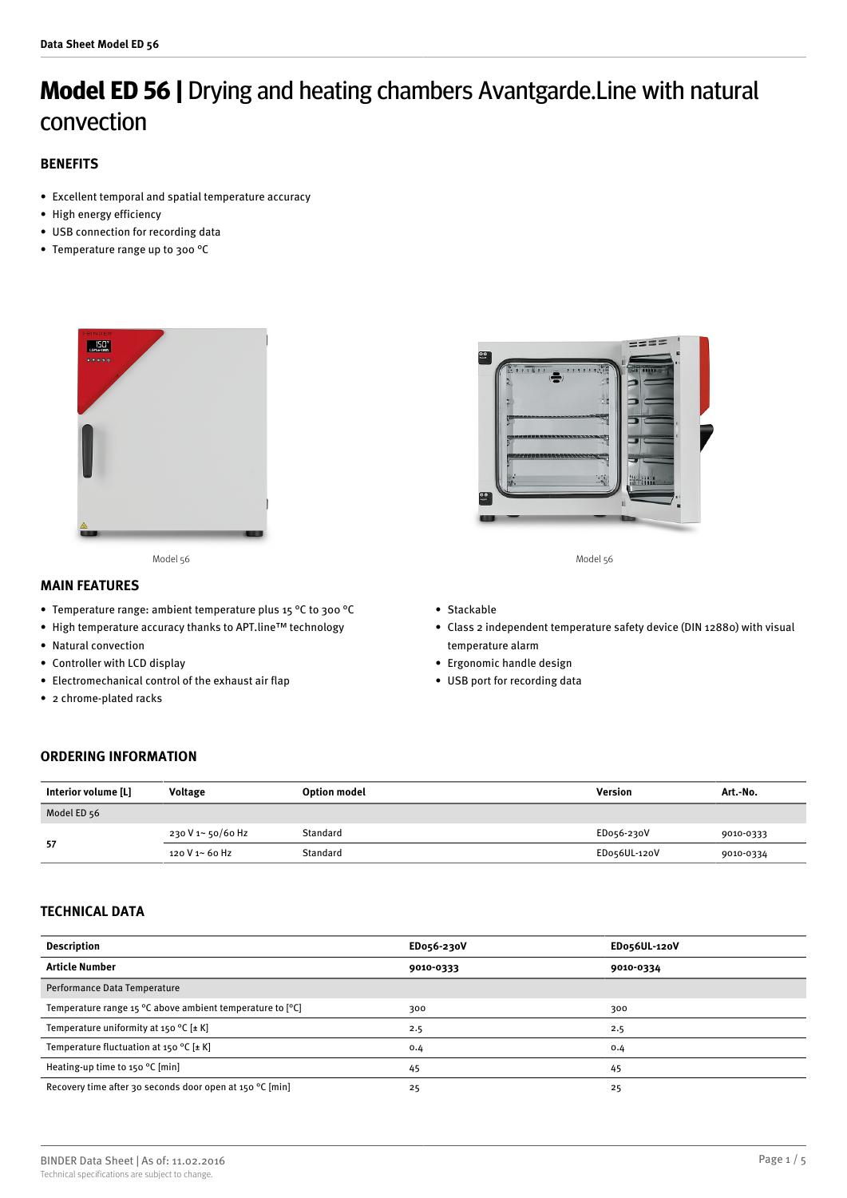# Model ED 56 | Drying and heating chambers Avantgarde.Line with natural convection

## BENEFITS

- Excellent temporal and spatial temperature accuracy
- High energy efficiency
- USB connection for recording data
- Temperature range up to 300 °C

Model 56

Model 56

## MAIN FEATURES

- Temperature range: ambient temperature plus 15 °C to 300 °C
- High temperature accuracy thanks to APT.line™ technology
- Natural convection
- Controller with LCD display
- Electromechanical control of the exhaust air flap
- 2 chrome-plated racks
- Stackable
- Class 2 independent temperature safety device (DIN 12880) with visual temperature alarm
- Ergonomic handle design
- USB port for recording data

## ORDERING INFORMATION

| Interior volume [L] | Voltage | Option model | Version | Art.-No. |
|---|---|---|---|---|
| Model ED 56 | | | | |
| 57 | 230 V 1~ 50/60 Hz | Standard | ED056-230V | 9010-0333 |
| | 120 V 1~ 60 Hz | Standard | ED056UL-120V | 9010-0334 |

## TECHNICAL DATA

| Description | ED056-230V | ED056UL-120V |
|---|---|---|
| **Article Number** | **9010-0333** | **9010-0334** |
| Performance Data Temperature | | |
| Temperature range 15 °C above ambient temperature to [°C] | 300 | 300 |
| Temperature uniformity at 150 °C [± K] | 2.5 | 2.5 |
| Temperature fluctuation at 150 °C [± K] | 0.4 | 0.4 |
| Heating-up time to 150 °C [min] | 45 | 45 |
| Recovery time after 30 seconds door open at 150 °C [min] | 25 | 25 |

BINDER Data Sheet | As of: 11.02.2016
Technical specifications are subject to change.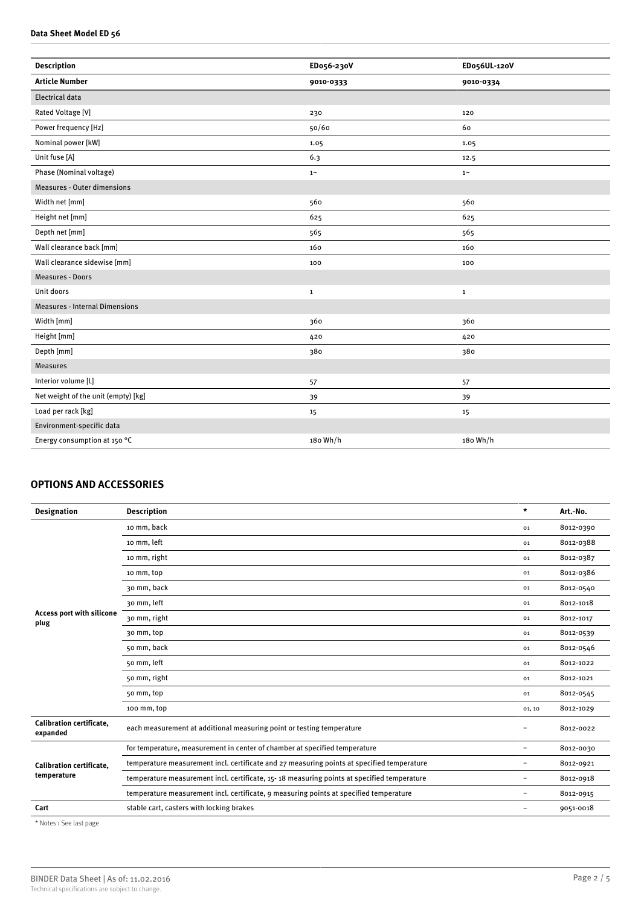**Data Sheet Model ED 56**

| Description | ED056-230V | ED056UL-120V |
|---|---|---|
| **Article Number** | **9010-0333** | **9010-0334** |
| Electrical data | | |
| Rated Voltage [V] | 230 | 120 |
| Power frequency [Hz] | 50/60 | 60 |
| Nominal power [kW] | 1.05 | 1.05 |
| Unit fuse [A] | 6.3 | 12.5 |
| Phase (Nominal voltage) | 1~ | 1~ |
| Measures - Outer dimensions | | |
| Width net [mm] | 560 | 560 |
| Height net [mm] | 625 | 625 |
| Depth net [mm] | 565 | 565 |
| Wall clearance back [mm] | 160 | 160 |
| Wall clearance sidewise [mm] | 100 | 100 |
| Measures - Doors | | |
| Unit doors | 1 | 1 |
| Measures - Internal Dimensions | | |
| Width [mm] | 360 | 360 |
| Height [mm] | 420 | 420 |
| Depth [mm] | 380 | 380 |
| Measures | | |
| Interior volume [L] | 57 | 57 |
| Net weight of the unit (empty) [kg] | 39 | 39 |
| Load per rack [kg] | 15 | 15 |
| Environment-specific data | | |
| Energy consumption at 150 °C | 180 Wh/h | 180 Wh/h |

## OPTIONS AND ACCESSORIES

| Designation | Description | * | Art.-No. |
|---|---|---|---|
| **Access port with silicone plug** | 10 mm, back | 01 | 8012-0390 |
| | 10 mm, left | 01 | 8012-0388 |
| | 10 mm, right | 01 | 8012-0387 |
| | 10 mm, top | 01 | 8012-0386 |
| | 30 mm, back | 01 | 8012-0540 |
| | 30 mm, left | 01 | 8012-1018 |
| | 30 mm, right | 01 | 8012-1017 |
| | 30 mm, top | 01 | 8012-0539 |
| | 50 mm, back | 01 | 8012-0546 |
| | 50 mm, left | 01 | 8012-1022 |
| | 50 mm, right | 01 | 8012-1021 |
| | 50 mm, top | 01 | 8012-0545 |
| | 100 mm, top | 01, 10 | 8012-1029 |
| **Calibration certificate, expanded** | each measurement at additional measuring point or testing temperature | – | 8012-0022 |
| **Calibration certificate, temperature** | for temperature, measurement in center of chamber at specified temperature | – | 8012-0030 |
| | temperature measurement incl. certificate and 27 measuring points at specified temperature | – | 8012-0921 |
| | temperature measurement incl. certificate, 15- 18 measuring points at specified temperature | – | 8012-0918 |
| | temperature measurement incl. certificate, 9 measuring points at specified temperature | – | 8012-0915 |
| **Cart** | stable cart, casters with locking brakes | – | 9051-0018 |

* Notes › See last page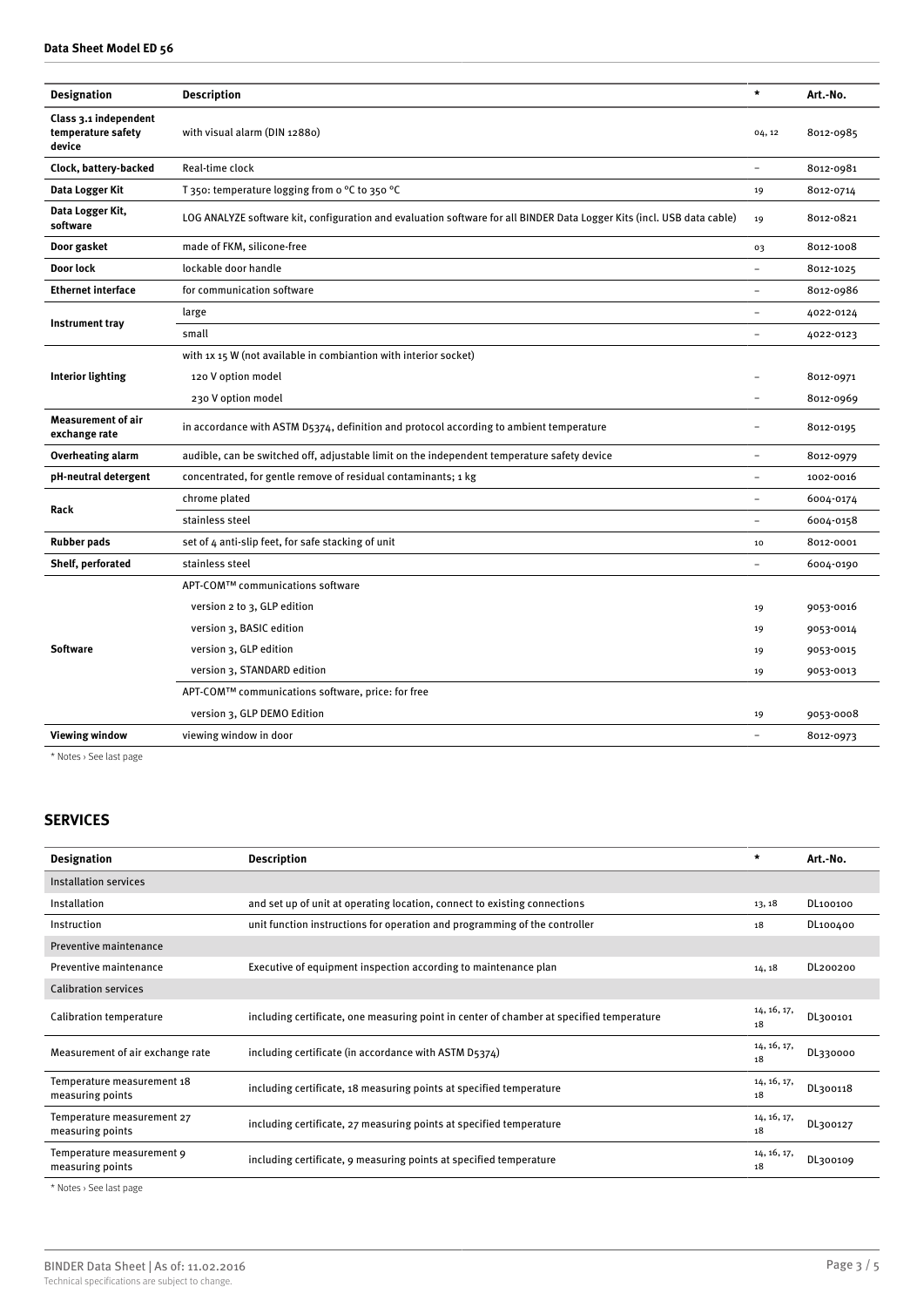**Data Sheet Model ED 56**

| Designation | Description | * | Art.-No. |
| --- | --- | --- | --- |
| Class 3.1 independent temperature safety device | with visual alarm (DIN 12880) | 04, 12 | 8012-0985 |
| Clock, battery-backed | Real-time clock | – | 8012-0981 |
| Data Logger Kit | T 350: temperature logging from 0 °C to 350 °C | 19 | 8012-0714 |
| Data Logger Kit, software | LOG ANALYZE software kit, configuration and evaluation software for all BINDER Data Logger Kits (incl. USB data cable) | 19 | 8012-0821 |
| Door gasket | made of FKM, silicone-free | 03 | 8012-1008 |
| Door lock | lockable door handle | – | 8012-1025 |
| Ethernet interface | for communication software | – | 8012-0986 |
| Instrument tray | large | – | 4022-0124 |
| | small | – | 4022-0123 |
| Interior lighting | with 1x 15 W (not available in combiantion with interior socket) | | |
| | 120 V option model | – | 8012-0971 |
| | 230 V option model | – | 8012-0969 |
| Measurement of air exchange rate | in accordance with ASTM D5374, definition and protocol according to ambient temperature | – | 8012-0195 |
| Overheating alarm | audible, can be switched off, adjustable limit on the independent temperature safety device | – | 8012-0979 |
| pH-neutral detergent | concentrated, for gentle remove of residual contaminants; 1 kg | – | 1002-0016 |
| Rack | chrome plated | – | 6004-0174 |
| | stainless steel | – | 6004-0158 |
| Rubber pads | set of 4 anti-slip feet, for safe stacking of unit | 10 | 8012-0001 |
| Shelf, perforated | stainless steel | – | 6004-0190 |
| Software | APT-COM™ communications software | | |
| | version 2 to 3, GLP edition | 19 | 9053-0016 |
| | version 3, BASIC edition | 19 | 9053-0014 |
| | version 3, GLP edition | 19 | 9053-0015 |
| | version 3, STANDARD edition | 19 | 9053-0013 |
| | APT-COM™ communications software, price: for free | | |
| | version 3, GLP DEMO Edition | 19 | 9053-0008 |
| Viewing window | viewing window in door | – | 8012-0973 |

\* Notes › See last page

## SERVICES

| Designation | Description | * | Art.-No. |
| --- | --- | --- | --- |
| Installation services | | | |
| Installation | and set up of unit at operating location, connect to existing connections | 13, 18 | DL100100 |
| Instruction | unit function instructions for operation and programming of the controller | 18 | DL100400 |
| Preventive maintenance | | | |
| Preventive maintenance | Executive of equipment inspection according to maintenance plan | 14, 18 | DL200200 |
| Calibration services | | | |
| Calibration temperature | including certificate, one measuring point in center of chamber at specified temperature | 14, 16, 17, 18 | DL300101 |
| Measurement of air exchange rate | including certificate (in accordance with ASTM D5374) | 14, 16, 17, 18 | DL330000 |
| Temperature measurement 18 measuring points | including certificate, 18 measuring points at specified temperature | 14, 16, 17, 18 | DL300118 |
| Temperature measurement 27 measuring points | including certificate, 27 measuring points at specified temperature | 14, 16, 17, 18 | DL300127 |
| Temperature measurement 9 measuring points | including certificate, 9 measuring points at specified temperature | 14, 16, 17, 18 | DL300109 |

\* Notes › See last page

BINDER Data Sheet | As of: 11.02.2016
Technical specifications are subject to change.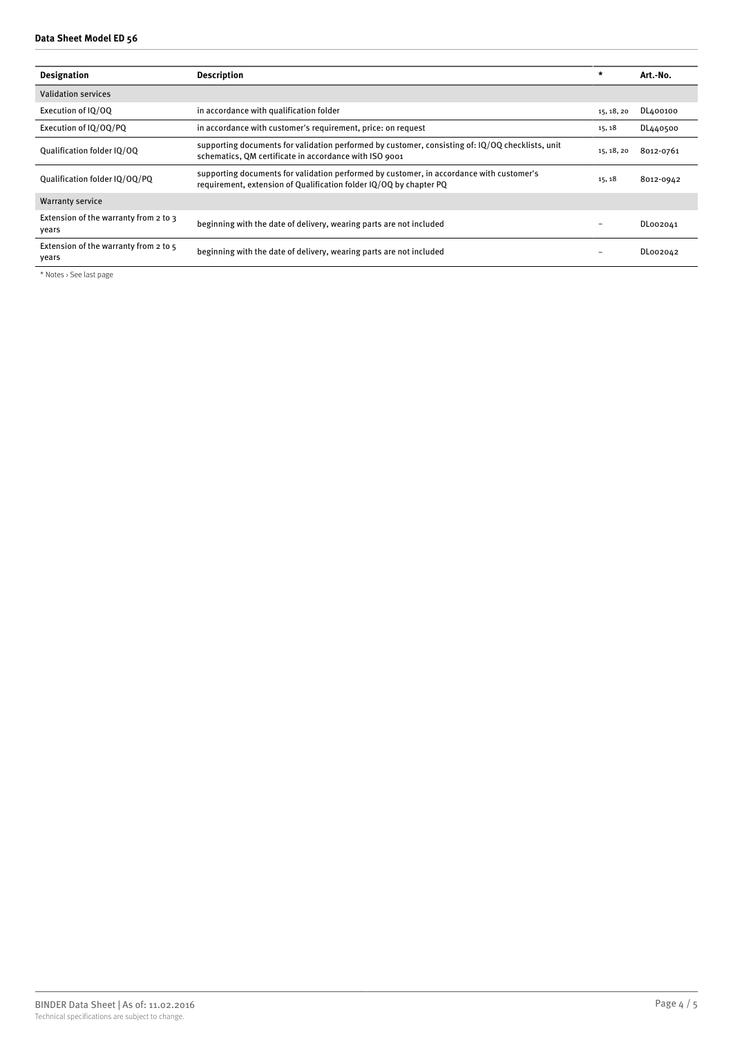| Designation | Description | * | Art.-No. |
| --- | --- | --- | --- |
| Validation services | | | |
| Execution of IQ/OQ | in accordance with qualification folder | 15, 18, 20 | DL400100 |
| Execution of IQ/OQ/PQ | in accordance with customer's requirement, price: on request | 15, 18 | DL440500 |
| Qualification folder IQ/OQ | supporting documents for validation performed by customer, consisting of: IQ/OQ checklists, unit schematics, QM certificate in accordance with ISO 9001 | 15, 18, 20 | 8012-0761 |
| Qualification folder IQ/OQ/PQ | supporting documents for validation performed by customer, in accordance with customer's requirement, extension of Qualification folder IQ/OQ by chapter PQ | 15, 18 | 8012-0942 |
| Warranty service | | | |
| Extension of the warranty from 2 to 3 years | beginning with the date of delivery, wearing parts are not included | – | DL002041 |
| Extension of the warranty from 2 to 5 years | beginning with the date of delivery, wearing parts are not included | – | DL002042 |

* Notes › See last page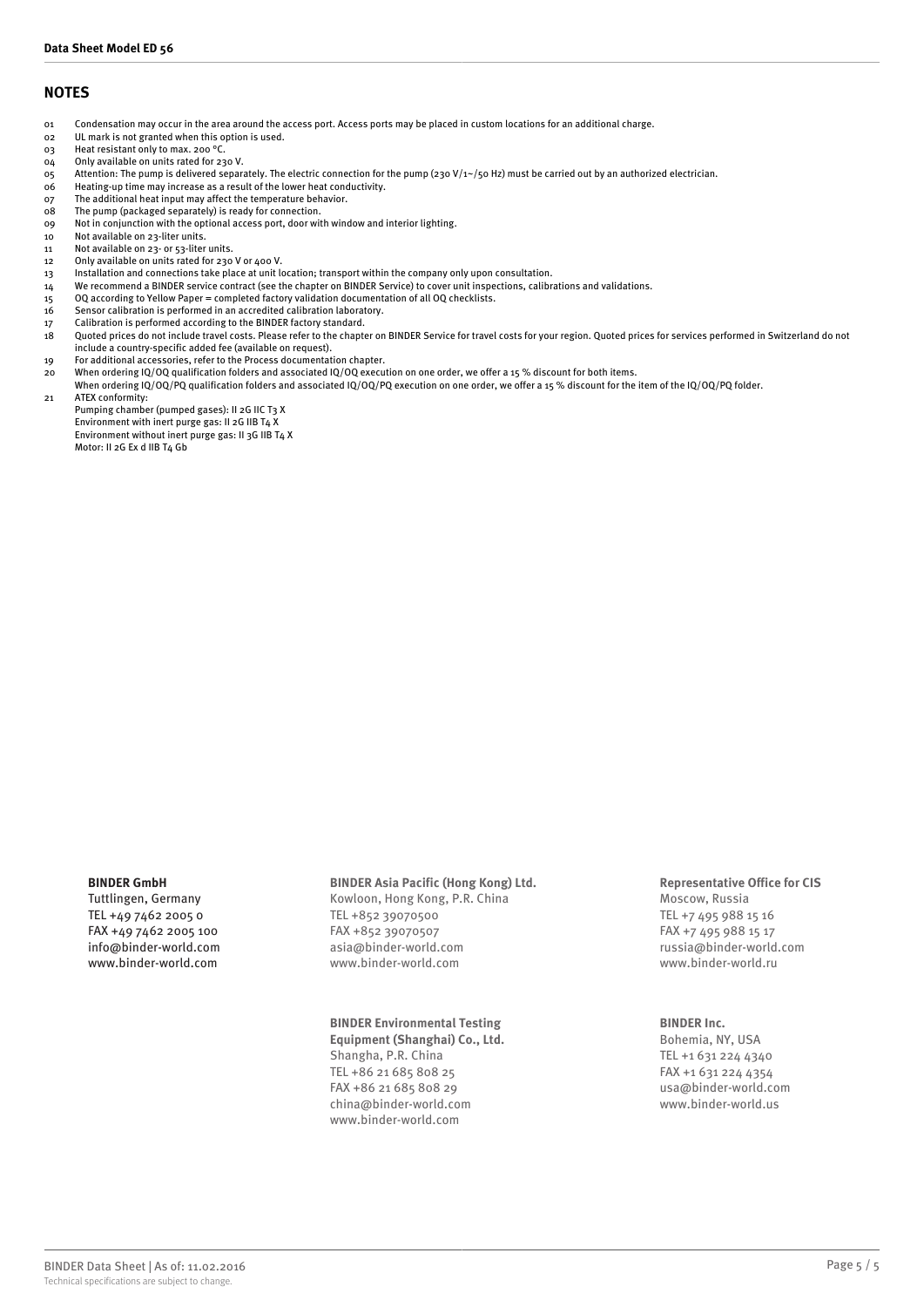## NOTES

01 Condensation may occur in the area around the access port. Access ports may be placed in custom locations for an additional charge.
02 UL mark is not granted when this option is used.
03 Heat resistant only to max. 200 °C.
04 Only available on units rated for 230 V.
05 Attention: The pump is delivered separately. The electric connection for the pump (230 V/1~/50 Hz) must be carried out by an authorized electrician.
06 Heating-up time may increase as a result of the lower heat conductivity.
07 The additional heat input may affect the temperature behavior.
08 The pump (packaged separately) is ready for connection.
09 Not in conjunction with the optional access port, door with window and interior lighting.
10 Not available on 23-liter units.
11 Not available on 23- or 53-liter units.
12 Only available on units rated for 230 V or 400 V.
13 Installation and connections take place at unit location; transport within the company only upon consultation.
14 We recommend a BINDER service contract (see the chapter on BINDER Service) to cover unit inspections, calibrations and validations.
15 OQ according to Yellow Paper = completed factory validation documentation of all OQ checklists.
16 Sensor calibration is performed in an accredited calibration laboratory.
17 Calibration is performed according to the BINDER factory standard.
18 Quoted prices do not include travel costs. Please refer to the chapter on BINDER Service for travel costs for your region. Quoted prices for services performed in Switzerland do not include a country-specific added fee (available on request).
19 For additional accessories, refer to the Process documentation chapter.
20 When ordering IQ/OQ qualification folders and associated IQ/OQ execution on one order, we offer a 15 % discount for both items.
When ordering IQ/OQ/PQ qualification folders and associated IQ/OQ/PQ execution on one order, we offer a 15 % discount for the item of the IQ/OQ/PQ folder.
21 ATEX conformity:
Pumping chamber (pumped gases): II 2G IIC T3 X
Environment with inert purge gas: II 2G IIB T4 X
Environment without inert purge gas: II 3G IIB T4 X
Motor: II 2G Ex d IIB T4 Gb

**BINDER GmbH**
Tuttlingen, Germany
TEL +49 7462 2005 0
FAX +49 7462 2005 100
info@binder-world.com
www.binder-world.com

**BINDER Asia Pacific (Hong Kong) Ltd.**
Kowloon, Hong Kong, P.R. China
TEL +852 39070500
FAX +852 39070507
asia@binder-world.com
www.binder-world.com

**BINDER Environmental Testing Equipment (Shanghai) Co., Ltd.**
Shangha, P.R. China
TEL +86 21 685 808 25
FAX +86 21 685 808 29
china@binder-world.com
www.binder-world.com

**Representative Office for CIS**
Moscow, Russia
TEL +7 495 988 15 16
FAX +7 495 988 15 17
russia@binder-world.com
www.binder-world.ru

**BINDER Inc.**
Bohemia, NY, USA
TEL +1 631 224 4340
FAX +1 631 224 4354
usa@binder-world.com
www.binder-world.us

BINDER Data Sheet | As of: 11.02.2016
Technical specifications are subject to change.